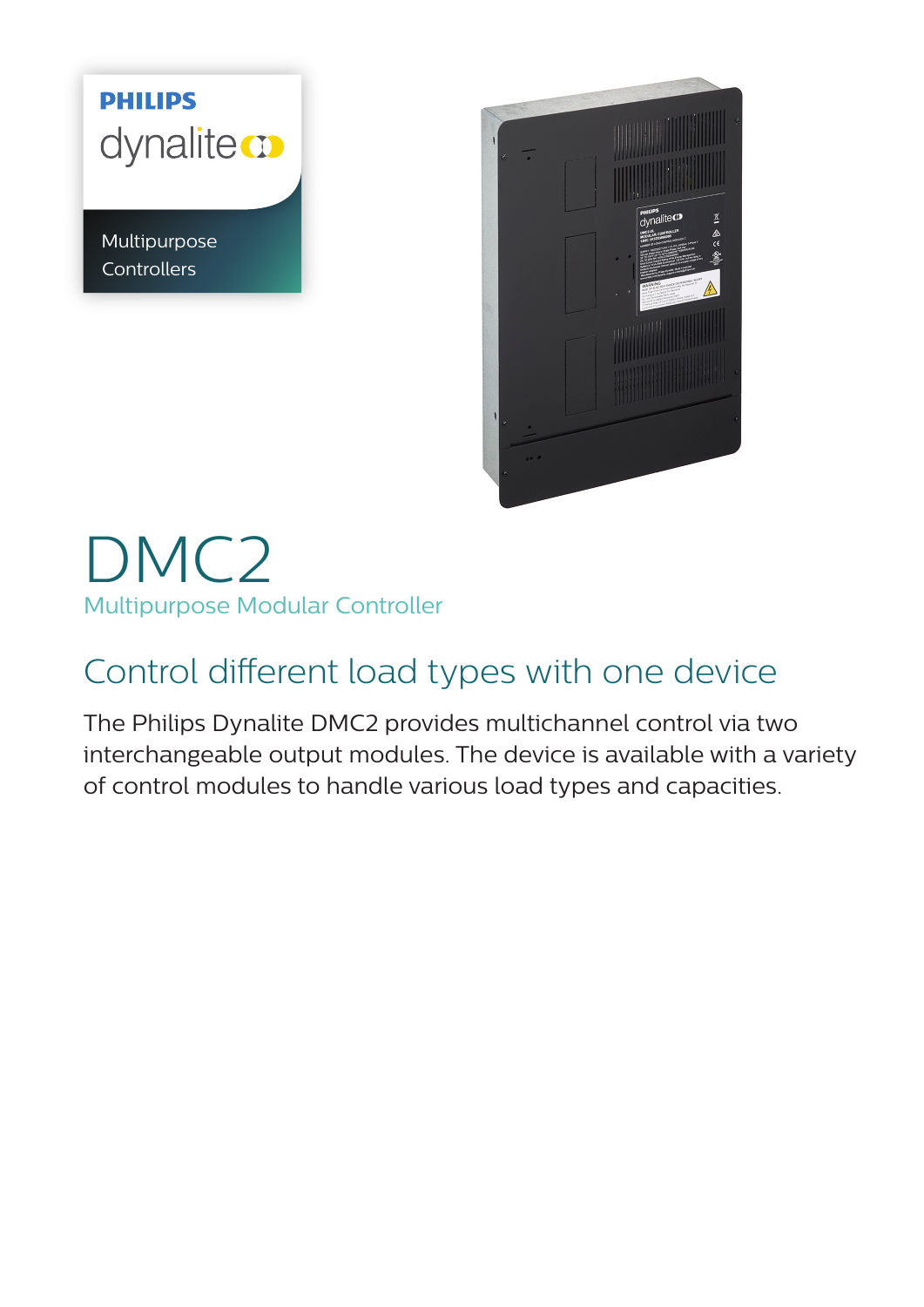PHILIPS

dynalite

Multipurpose Controllers

# DMC2

Multipurpose Modular Controller

## Control different load types with one device

The Philips Dynalite DMC2 provides multichannel control via two interchangeable output modules. The device is available with a variety of control modules to handle various load types and capacities.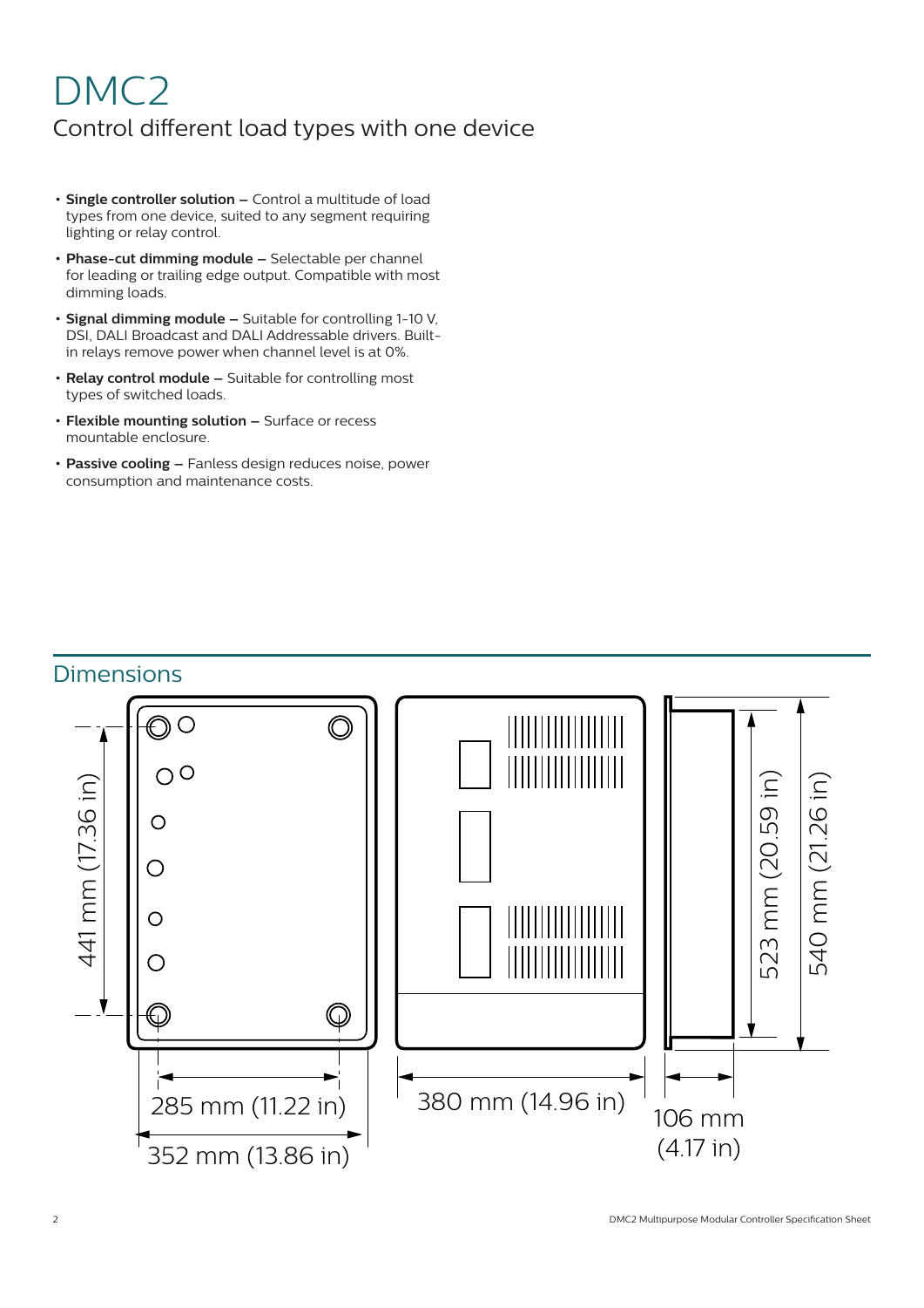# DMC2

## Control different load types with one device

- **Single controller solution –** Control a multitude of load types from one device, suited to any segment requiring lighting or relay control.
- **Phase-cut dimming module –** Selectable per channel for leading or trailing edge output. Compatible with most dimming loads.
- **Signal dimming module –** Suitable for controlling 1-10 V, DSI, DALI Broadcast and DALI Addressable drivers. Built-in relays remove power when channel level is at 0%.
- **Relay control module –** Suitable for controlling most types of switched loads.
- **Flexible mounting solution –** Surface or recess mountable enclosure.
- **Passive cooling –** Fanless design reduces noise, power consumption and maintenance costs.

## Dimensions

441 mm (17.36 in)

285 mm (11.22 in)

352 mm (13.86 in)

380 mm (14.96 in)

523 mm (20.59 in)

540 mm (21.26 in)

106 mm (4.17 in)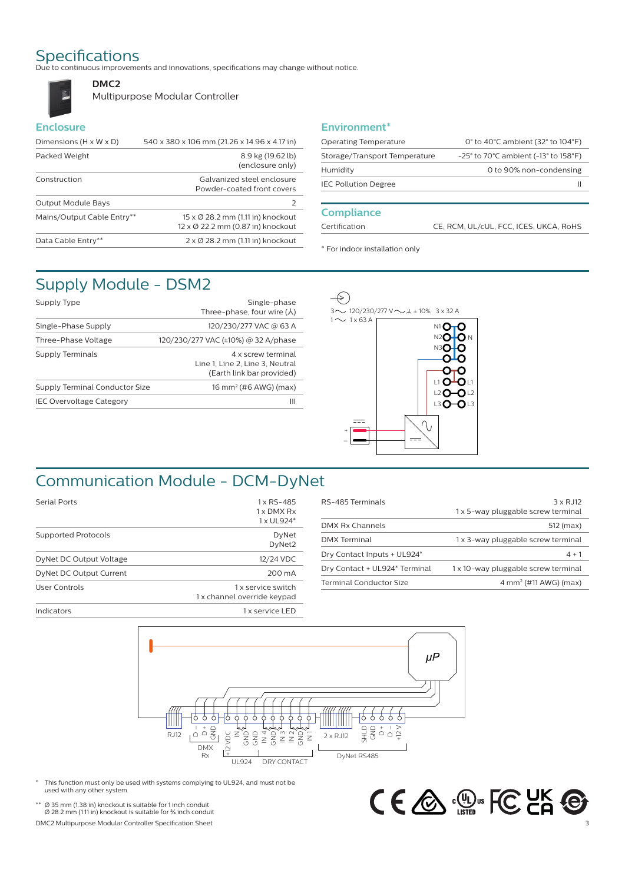# Specifications

Due to continuous improvements and innovations, specifications may change without notice.

**DMC2**
Multipurpose Modular Controller

## Enclosure

| | |
|---|---|
| Dimensions (H x W x D) | 540 x 380 x 106 mm (21.26 x 14.96 x 4.17 in) |
| Packed Weight | 8.9 kg (19.62 lb) (enclosure only) |
| Construction | Galvanized steel enclosure Powder-coated front covers |
| Output Module Bays | 2 |
| Mains/Output Cable Entry** | 15 x Ø 28.2 mm (1.11 in) knockout 12 x Ø 22.2 mm (0.87 in) knockout |
| Data Cable Entry** | 2 x Ø 28.2 mm (1.11 in) knockout |

## Environment*

| | |
|---|---|
| Operating Temperature | 0° to 40°C ambient (32° to 104°F) |
| Storage/Transport Temperature | -25° to 70°C ambient (-13° to 158°F) |
| Humidity | 0 to 90% non-condensing |
| IEC Pollution Degree | II |

## Compliance

| | |
|---|---|
| Certification | CE, RCM, UL/cUL, FCC, ICES, UKCA, RoHS |

* For indoor installation only

# Supply Module - DSM2

| | |
|---|---|
| Supply Type | Single-phase Three-phase, four wire (⅄) |
| Single-Phase Supply | 120/230/277 VAC @ 63 A |
| Three-Phase Voltage | 120/230/277 VAC (±10%) @ 32 A/phase |
| Supply Terminals | 4 x screw terminal Line 1, Line 2, Line 3, Neutral (Earth link bar provided) |
| Supply Terminal Conductor Size | 16 mm² (#6 AWG) (max) |
| IEC Overvoltage Category | III |

3~ 120/230/277 V ~⅄ ± 10% 3 x 32 A
1~ 1 x 63 A

# Communication Module - DCM-DyNet

| | |
|---|---|
| Serial Ports | 1 x RS-485 1 x DMX Rx 1 x UL924* |
| Supported Protocols | DyNet DyNet2 |
| DyNet DC Output Voltage | 12/24 VDC |
| DyNet DC Output Current | 200 mA |
| User Controls | 1 x service switch 1 x channel override keypad |
| Indicators | 1 x service LED |

| | |
|---|---|
| RS-485 Terminals | 3 x RJ12 1 x 5-way pluggable screw terminal |
| DMX Rx Channels | 512 (max) |
| DMX Terminal | 1 x 3-way pluggable screw terminal |
| Dry Contact Inputs + UL924* | 4 + 1 |
| Dry Contact + UL924* Terminal | 1 x 10-way pluggable screw terminal |
| Terminal Conductor Size | 4 mm² (#11 AWG) (max) |

\* This function must only be used with systems complying to UL924, and must not be used with any other system.

** Ø 35 mm (1.38 in) knockout is suitable for 1 inch conduit
Ø 28.2 mm (1.11 in) knockout is suitable for ¾ inch conduit

DMC2 Multipurpose Modular Controller Specification Sheet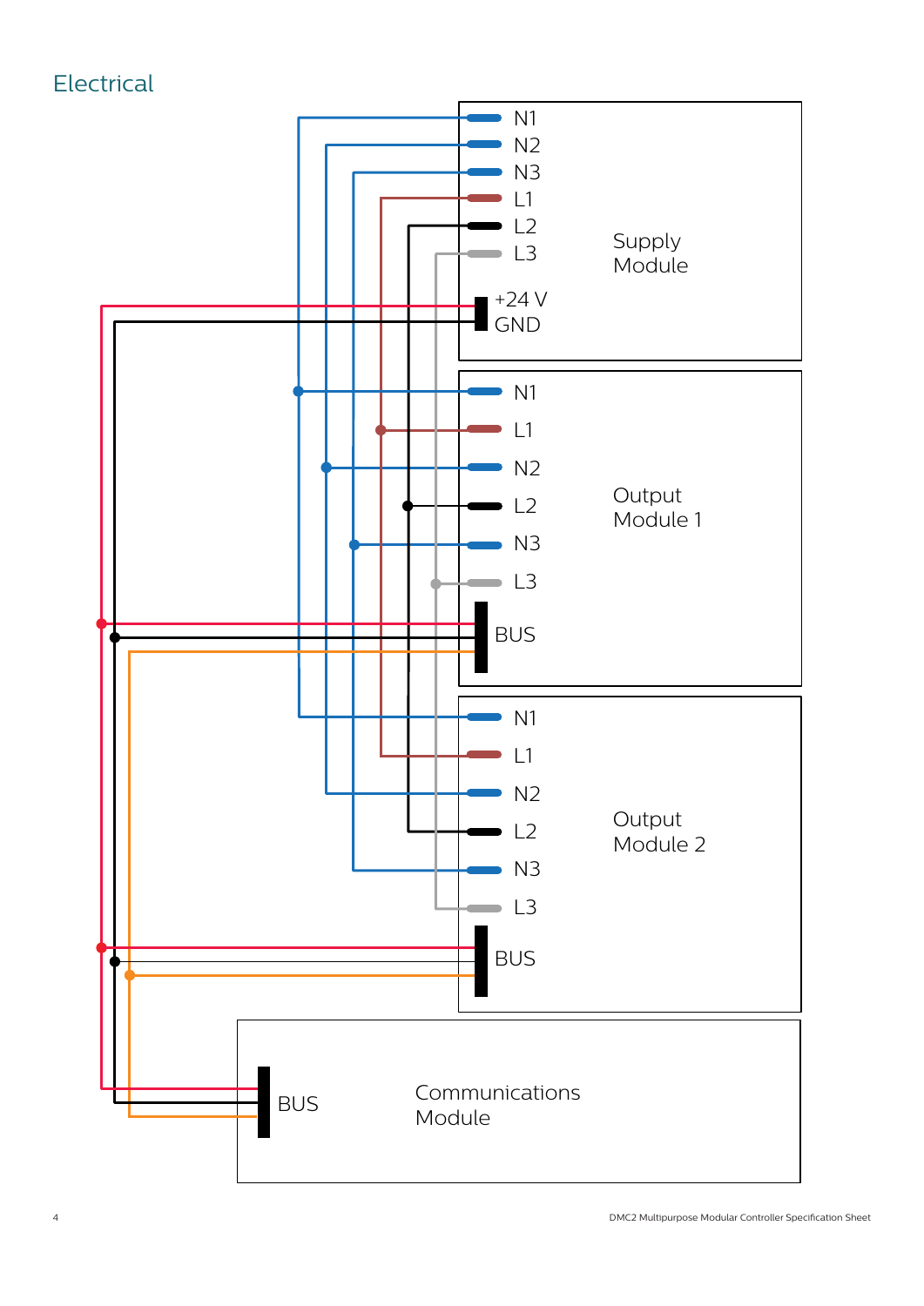## Electrical

Supply Module: N1, N2, N3, L1, L2, L3, +24 V, GND

Output Module 1: N1, L1, N2, L2, N3, L3, BUS

Output Module 2: N1, L1, N2, L2, N3, L3, BUS

Communications Module: BUS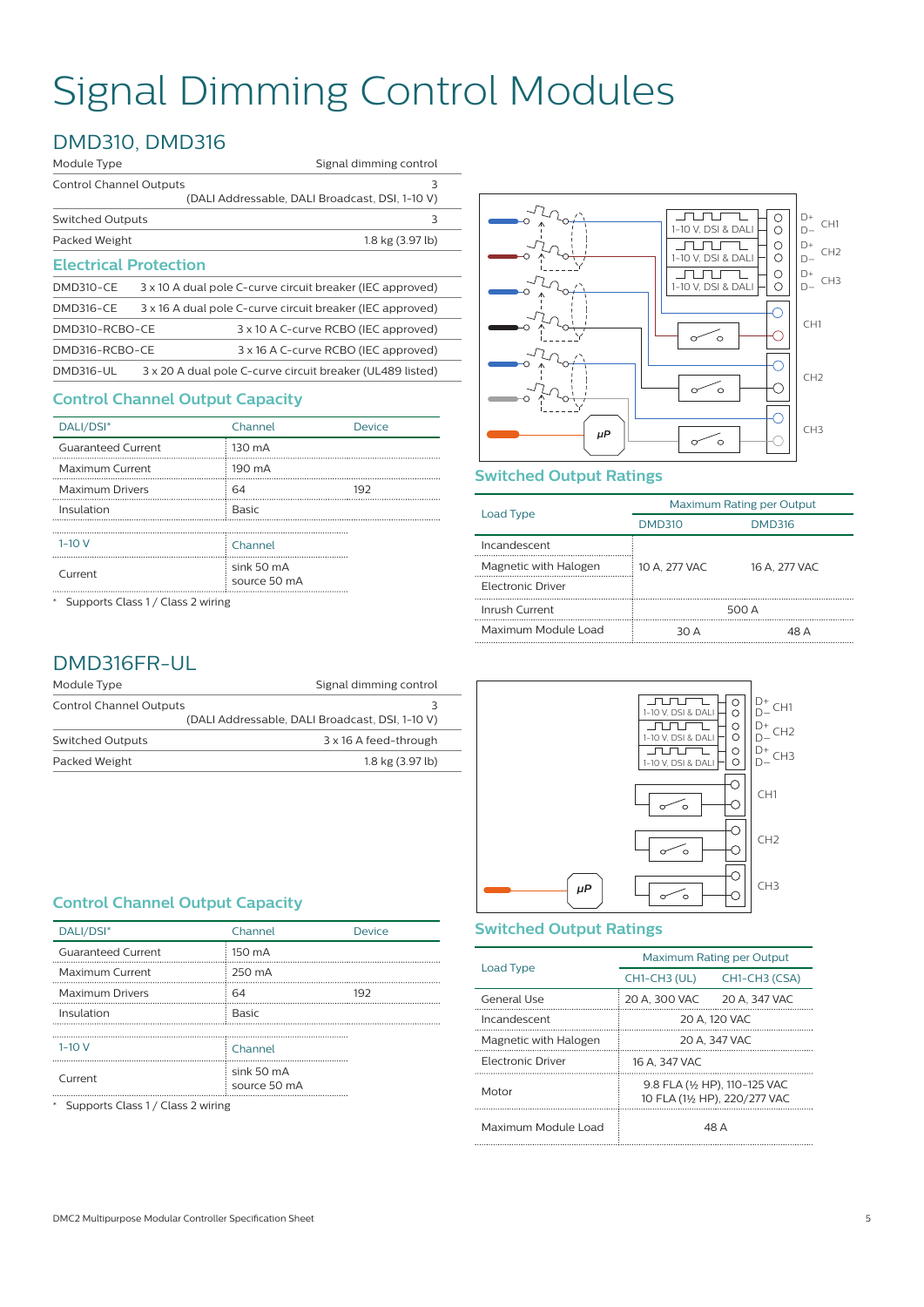# Signal Dimming Control Modules

## DMD310, DMD316

| | |
|---|---|
| Module Type | Signal dimming control |
| Control Channel Outputs | 3 (DALI Addressable, DALI Broadcast, DSI, 1-10 V) |
| Switched Outputs | 3 |
| Packed Weight | 1.8 kg (3.97 lb) |

### Electrical Protection

| | |
|---|---|
| DMD310-CE | 3 x 10 A dual pole C-curve circuit breaker (IEC approved) |
| DMD316-CE | 3 x 16 A dual pole C-curve circuit breaker (IEC approved) |
| DMD310-RCBO-CE | 3 x 10 A C-curve RCBO (IEC approved) |
| DMD316-RCBO-CE | 3 x 16 A C-curve RCBO (IEC approved) |
| DMD316-UL | 3 x 20 A dual pole C-curve circuit breaker (UL489 listed) |

### Control Channel Output Capacity

| DALI/DSI* | Channel | Device |
|---|---|---|
| Guaranteed Current | 130 mA | |
| Maximum Current | 190 mA | |
| Maximum Drivers | 64 | 192 |
| Insulation | Basic | |

| 1-10 V | Channel |
|---|---|
| Current | sink 50 mA<br>source 50 mA |

\* Supports Class 1 / Class 2 wiring

### Switched Output Ratings

| Load Type | Maximum Rating per Output | |
|---|---|---|
| | DMD310 | DMD316 |
| Incandescent | 10 A, 277 VAC | 16 A, 277 VAC |
| Magnetic with Halogen | 10 A, 277 VAC | 16 A, 277 VAC |
| Electronic Driver | 10 A, 277 VAC | 16 A, 277 VAC |
| Inrush Current | 500 A | |
| Maximum Module Load | 30 A | 48 A |

## DMD316FR-UL

| | |
|---|---|
| Module Type | Signal dimming control |
| Control Channel Outputs | 3 (DALI Addressable, DALI Broadcast, DSI, 1-10 V) |
| Switched Outputs | 3 x 16 A feed-through |
| Packed Weight | 1.8 kg (3.97 lb) |

### Control Channel Output Capacity

| DALI/DSI* | Channel | Device |
|---|---|---|
| Guaranteed Current | 150 mA | |
| Maximum Current | 250 mA | |
| Maximum Drivers | 64 | 192 |
| Insulation | Basic | |

| 1-10 V | Channel |
|---|---|
| Current | sink 50 mA<br>source 50 mA |

\* Supports Class 1 / Class 2 wiring

### Switched Output Ratings

| Load Type | Maximum Rating per Output | |
|---|---|---|
| | CH1-CH3 (UL) | CH1-CH3 (CSA) |
| General Use | 20 A, 300 VAC | 20 A, 347 VAC |
| Incandescent | 20 A, 120 VAC | |
| Magnetic with Halogen | 20 A, 347 VAC | |
| Electronic Driver | 16 A, 347 VAC | |
| Motor | 9.8 FLA (½ HP), 110-125 VAC<br>10 FLA (1½ HP), 220/277 VAC | |
| Maximum Module Load | 48 A | |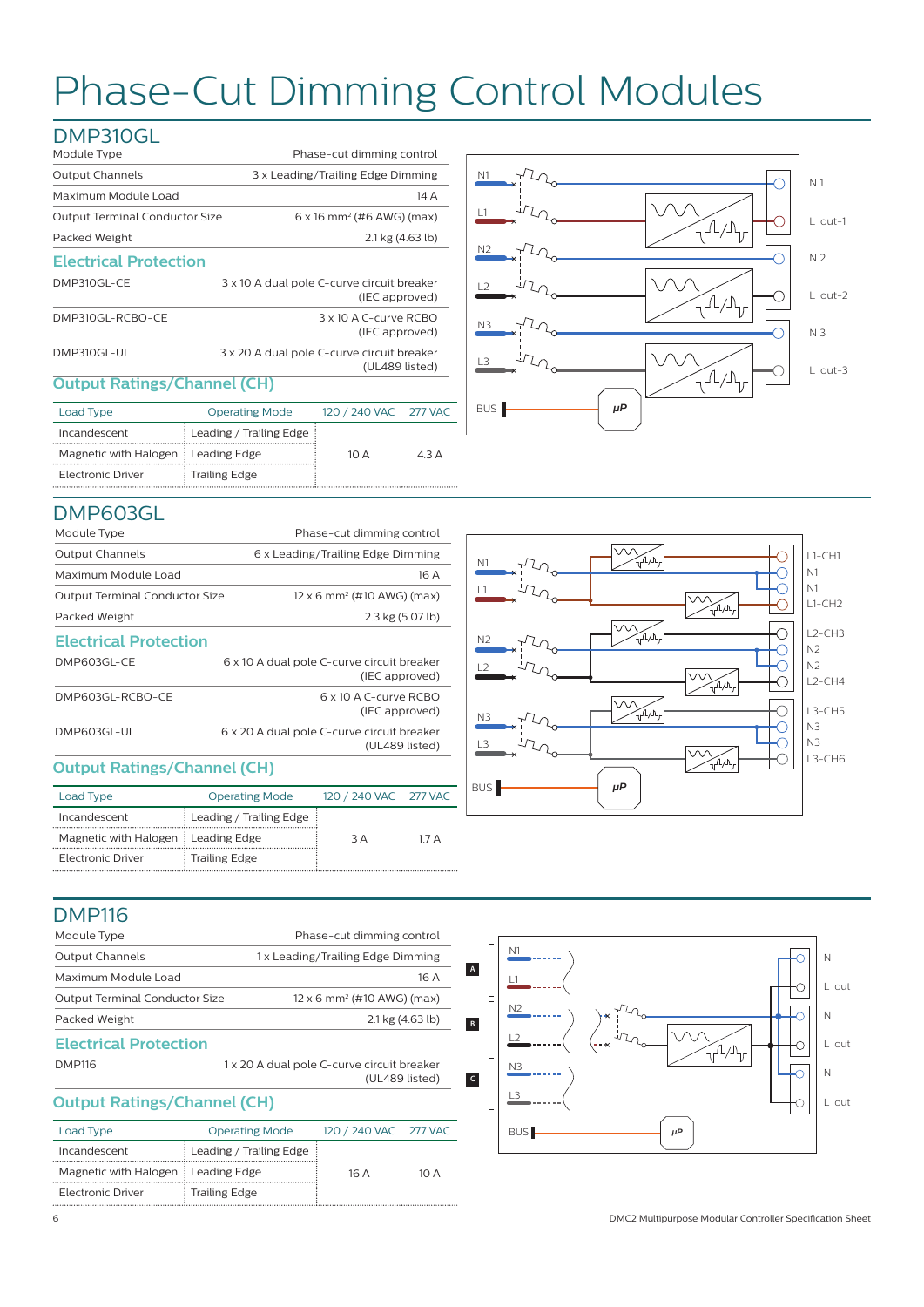# Phase-Cut Dimming Control Modules

## DMP310GL

| | |
|---|---|
| Module Type | Phase-cut dimming control |
| Output Channels | 3 x Leading/Trailing Edge Dimming |
| Maximum Module Load | 14 A |
| Output Terminal Conductor Size | 6 x 16 mm² (#6 AWG) (max) |
| Packed Weight | 2.1 kg (4.63 lb) |

### Electrical Protection

| | |
|---|---|
| DMP310GL-CE | 3 x 10 A dual pole C-curve circuit breaker (IEC approved) |
| DMP310GL-RCBO-CE | 3 x 10 A C-curve RCBO (IEC approved) |
| DMP310GL-UL | 3 x 20 A dual pole C-curve circuit breaker (UL489 listed) |

### Output Ratings/Channel (CH)

| Load Type | Operating Mode | 120 / 240 VAC | 277 VAC |
|---|---|---|---|
| Incandescent | Leading / Trailing Edge | | |
| Magnetic with Halogen | Leading Edge | 10 A | 4.3 A |
| Electronic Driver | Trailing Edge | | |

N1, L1, N2, L2, N3, L3, BUS, μP — N 1, L out-1, N 2, L out-2, N 3, L out-3

## DMP603GL

| | |
|---|---|
| Module Type | Phase-cut dimming control |
| Output Channels | 6 x Leading/Trailing Edge Dimming |
| Maximum Module Load | 16 A |
| Output Terminal Conductor Size | 12 x 6 mm² (#10 AWG) (max) |
| Packed Weight | 2.3 kg (5.07 lb) |

### Electrical Protection

| | |
|---|---|
| DMP603GL-CE | 6 x 10 A dual pole C-curve circuit breaker (IEC approved) |
| DMP603GL-RCBO-CE | 6 x 10 A C-curve RCBO (IEC approved) |
| DMP603GL-UL | 6 x 20 A dual pole C-curve circuit breaker (UL489 listed) |

### Output Ratings/Channel (CH)

| Load Type | Operating Mode | 120 / 240 VAC | 277 VAC |
|---|---|---|---|
| Incandescent | Leading / Trailing Edge | | |
| Magnetic with Halogen | Leading Edge | 3 A | 1.7 A |
| Electronic Driver | Trailing Edge | | |

N1, L1, N2, L2, N3, L3, BUS, μP — L1-CH1, N1, N1, L1-CH2, L2-CH3, N2, N2, L2-CH4, L3-CH5, N3, N3, L3-CH6

## DMP116

| | |
|---|---|
| Module Type | Phase-cut dimming control |
| Output Channels | 1 x Leading/Trailing Edge Dimming |
| Maximum Module Load | 16 A |
| Output Terminal Conductor Size | 12 x 6 mm² (#10 AWG) (max) |
| Packed Weight | 2.1 kg (4.63 lb) |

### Electrical Protection

| | |
|---|---|
| DMP116 | 1 x 20 A dual pole C-curve circuit breaker (UL489 listed) |

### Output Ratings/Channel (CH)

| Load Type | Operating Mode | 120 / 240 VAC | 277 VAC |
|---|---|---|---|
| Incandescent | Leading / Trailing Edge | | |
| Magnetic with Halogen | Leading Edge | 16 A | 10 A |
| Electronic Driver | Trailing Edge | | |

A, B, C — N1, L1, N2, L2, N3, L3, BUS, μP — N, L out, N, L out, N, L out

DMC2 Multipurpose Modular Controller Specification Sheet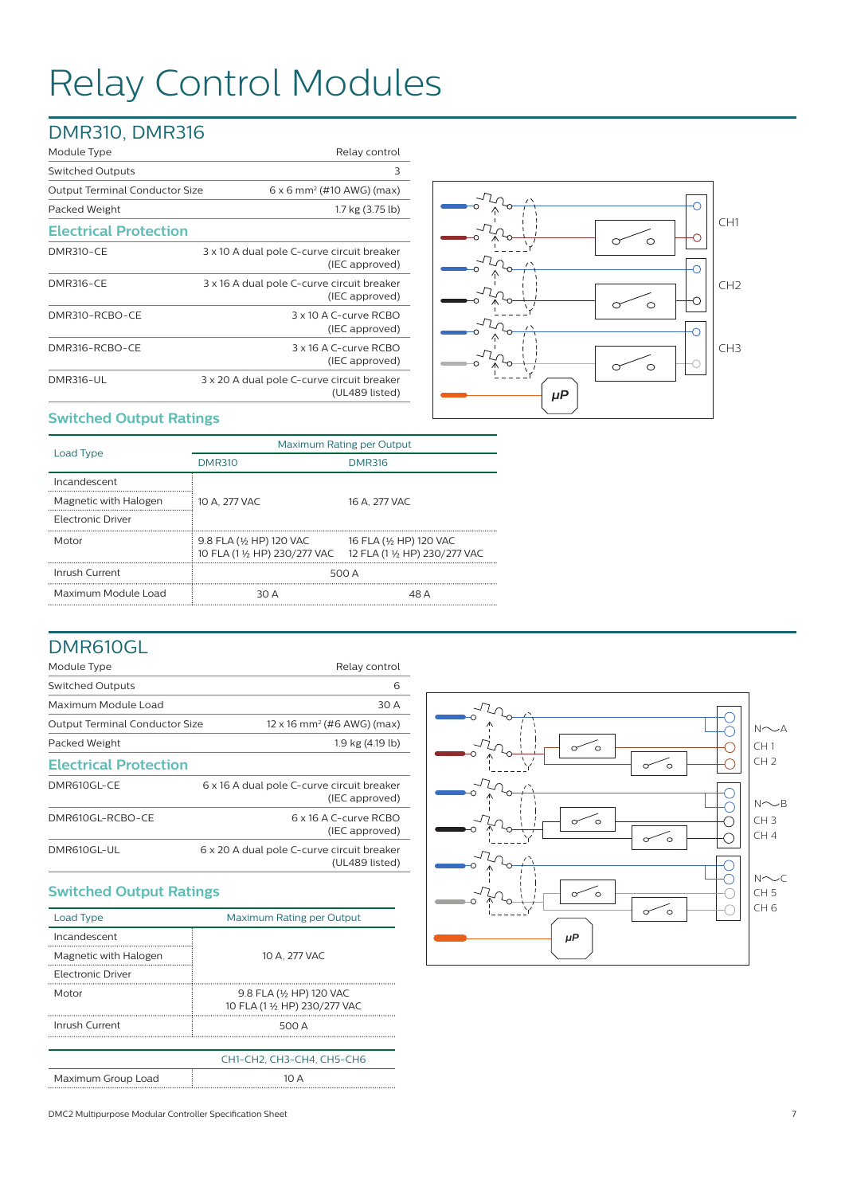# Relay Control Modules

## DMR310, DMR316

| | |
|---|---|
| Module Type | Relay control |
| Switched Outputs | 3 |
| Output Terminal Conductor Size | 6 x 6 mm² (#10 AWG) (max) |
| Packed Weight | 1.7 kg (3.75 lb) |

### Electrical Protection

| | |
|---|---|
| DMR310-CE | 3 x 10 A dual pole C-curve circuit breaker (IEC approved) |
| DMR316-CE | 3 x 16 A dual pole C-curve circuit breaker (IEC approved) |
| DMR310-RCBO-CE | 3 x 10 A C-curve RCBO (IEC approved) |
| DMR316-RCBO-CE | 3 x 16 A C-curve RCBO (IEC approved) |
| DMR316-UL | 3 x 20 A dual pole C-curve circuit breaker (UL489 listed) |

### Switched Output Ratings

| Load Type | Maximum Rating per Output | |
|---|---|---|
| | DMR310 | DMR316 |
| Incandescent | 10 A, 277 VAC | 16 A, 277 VAC |
| Magnetic with Halogen | 10 A, 277 VAC | 16 A, 277 VAC |
| Electronic Driver | 10 A, 277 VAC | 16 A, 277 VAC |
| Motor | 9.8 FLA (½ HP) 120 VAC<br>10 FLA (1 ½ HP) 230/277 VAC | 16 FLA (½ HP) 120 VAC<br>12 FLA (1 ½ HP) 230/277 VAC |
| Inrush Current | 500 A | 500 A |
| Maximum Module Load | 30 A | 48 A |

CH1
CH2
CH3
μP

## DMR610GL

| | |
|---|---|
| Module Type | Relay control |
| Switched Outputs | 6 |
| Maximum Module Load | 30 A |
| Output Terminal Conductor Size | 12 x 16 mm² (#6 AWG) (max) |
| Packed Weight | 1.9 kg (4.19 lb) |

### Electrical Protection

| | |
|---|---|
| DMR610GL-CE | 6 x 16 A dual pole C-curve circuit breaker (IEC approved) |
| DMR610GL-RCBO-CE | 6 x 16 A C-curve RCBO (IEC approved) |
| DMR610GL-UL | 6 x 20 A dual pole C-curve circuit breaker (UL489 listed) |

### Switched Output Ratings

| Load Type | Maximum Rating per Output |
|---|---|
| Incandescent | 10 A, 277 VAC |
| Magnetic with Halogen | 10 A, 277 VAC |
| Electronic Driver | 10 A, 277 VAC |
| Motor | 9.8 FLA (½ HP) 120 VAC<br>10 FLA (1 ½ HP) 230/277 VAC |
| Inrush Current | 500 A |

| | CH1-CH2, CH3-CH4, CH5-CH6 |
|---|---|
| Maximum Group Load | 10 A |

N~A
CH 1
CH 2
N~B
CH 3
CH 4
N~C
CH 5
CH 6
μP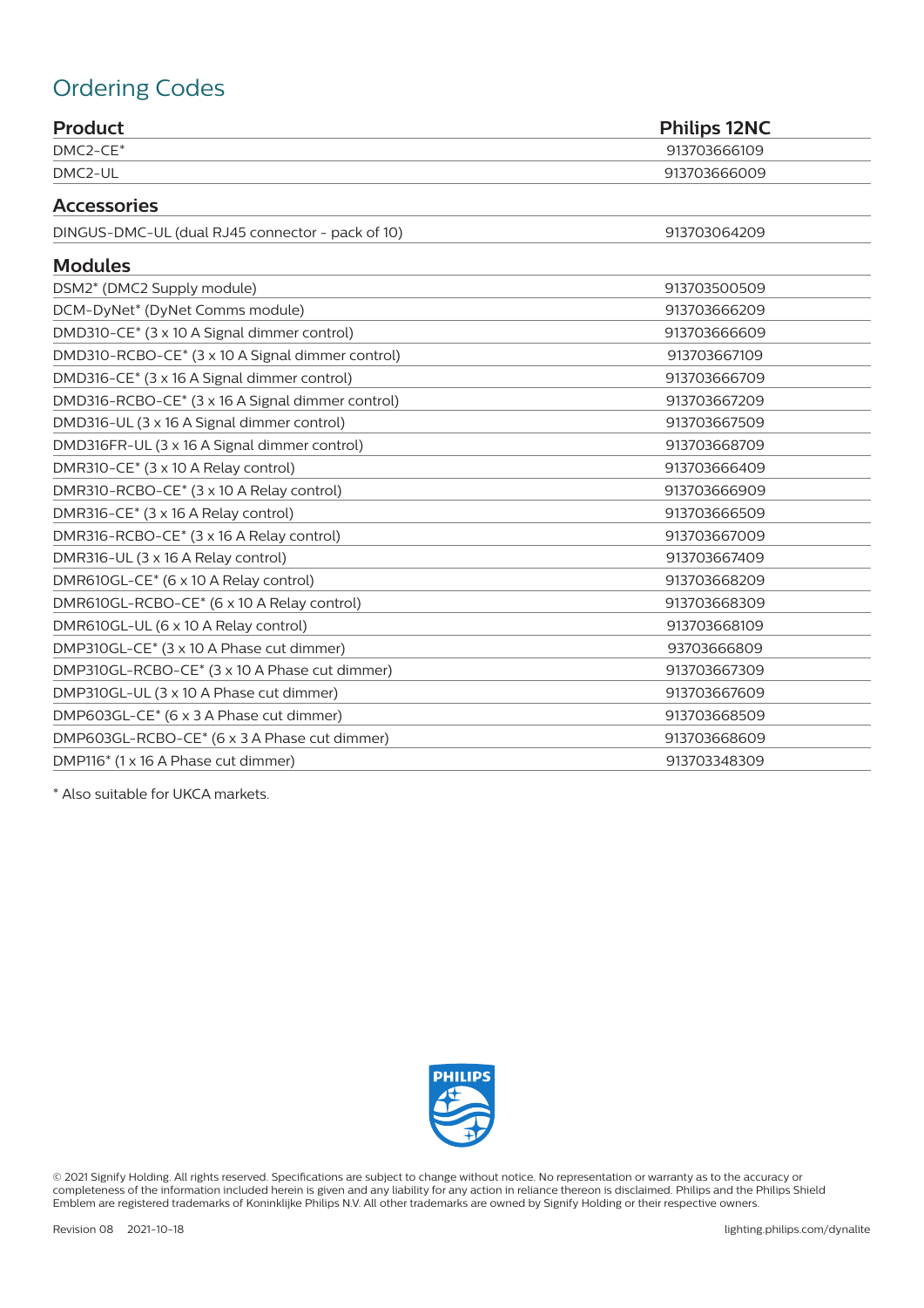## Ordering Codes

| Product | Philips 12NC |
| --- | --- |
| DMC2-CE* | 913703666109 |
| DMC2-UL | 913703666009 |
| **Accessories** | |
| DINGUS-DMC-UL (dual RJ45 connector - pack of 10) | 913703064209 |
| **Modules** | |
| DSM2* (DMC2 Supply module) | 913703500509 |
| DCM-DyNet* (DyNet Comms module) | 913703666209 |
| DMD310-CE* (3 x 10 A Signal dimmer control) | 913703666609 |
| DMD310-RCBO-CE* (3 x 10 A Signal dimmer control) | 913703667109 |
| DMD316-CE* (3 x 16 A Signal dimmer control) | 913703666709 |
| DMD316-RCBO-CE* (3 x 16 A Signal dimmer control) | 913703667209 |
| DMD316-UL (3 x 16 A Signal dimmer control) | 913703667509 |
| DMD316FR-UL (3 x 16 A Signal dimmer control) | 913703668709 |
| DMR310-CE* (3 x 10 A Relay control) | 913703666409 |
| DMR310-RCBO-CE* (3 x 10 A Relay control) | 913703666909 |
| DMR316-CE* (3 x 16 A Relay control) | 913703666509 |
| DMR316-RCBO-CE* (3 x 16 A Relay control) | 913703667009 |
| DMR316-UL (3 x 16 A Relay control) | 913703667409 |
| DMR610GL-CE* (6 x 10 A Relay control) | 913703668209 |
| DMR610GL-RCBO-CE* (6 x 10 A Relay control) | 913703668309 |
| DMR610GL-UL (6 x 10 A Relay control) | 913703668109 |
| DMP310GL-CE* (3 x 10 A Phase cut dimmer) | 93703666809 |
| DMP310GL-RCBO-CE* (3 x 10 A Phase cut dimmer) | 913703667309 |
| DMP310GL-UL (3 x 10 A Phase cut dimmer) | 913703667609 |
| DMP603GL-CE* (6 x 3 A Phase cut dimmer) | 913703668509 |
| DMP603GL-RCBO-CE* (6 x 3 A Phase cut dimmer) | 913703668609 |
| DMP116* (1 x 16 A Phase cut dimmer) | 913703348309 |

* Also suitable for UKCA markets.

© 2021 Signify Holding. All rights reserved. Specifications are subject to change without notice. No representation or warranty as to the accuracy or completeness of the information included herein is given and any liability for any action in reliance thereon is disclaimed. Philips and the Philips Shield Emblem are registered trademarks of Koninklijke Philips N.V. All other trademarks are owned by Signify Holding or their respective owners.

Revision 08 2021-10-18

lighting.philips.com/dynalite